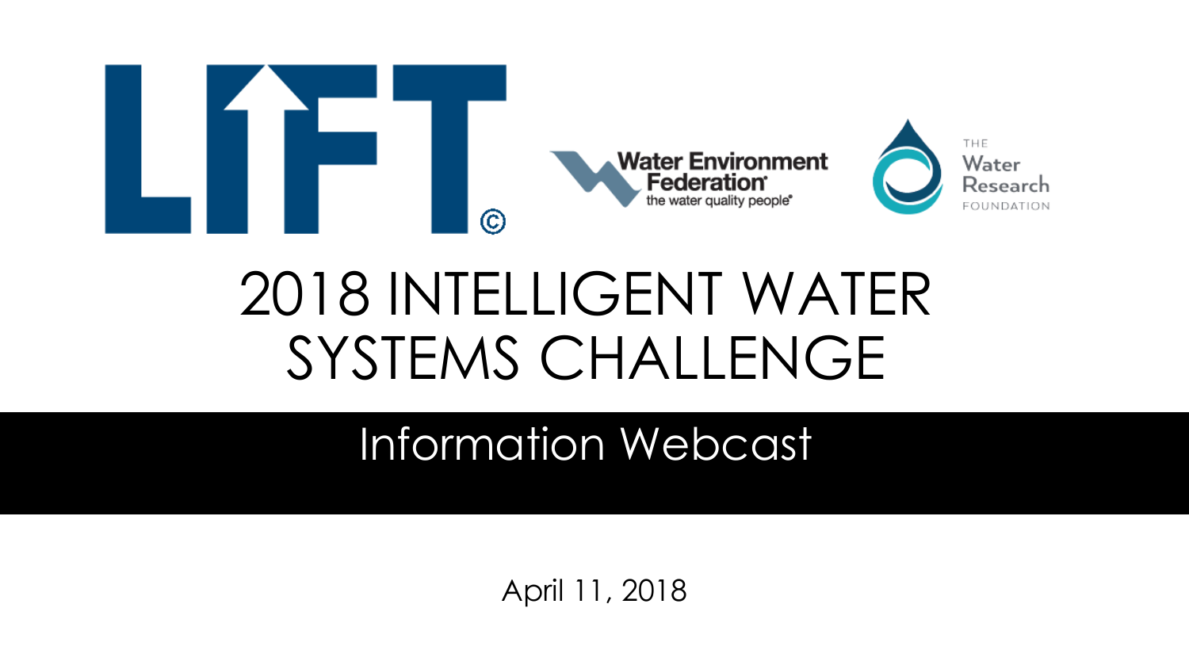LIFT©

Water Environment Federation
the water quality people®

THE Water Research FOUNDATION

# 2018 INTELLIGENT WATER SYSTEMS CHALLENGE

## Information Webcast

April 11, 2018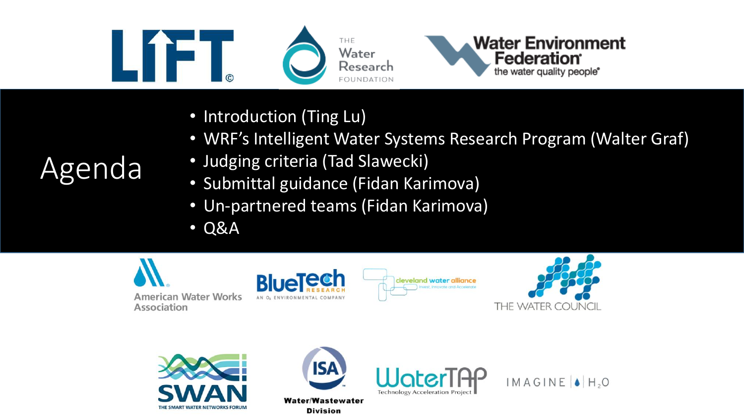# Agenda

- Introduction (Ting Lu)
- WRF's Intelligent Water Systems Research Program (Walter Graf)
- Judging criteria (Tad Slawecki)
- Submittal guidance (Fidan Karimova)
- Un-partnered teams (Fidan Karimova)
- Q&A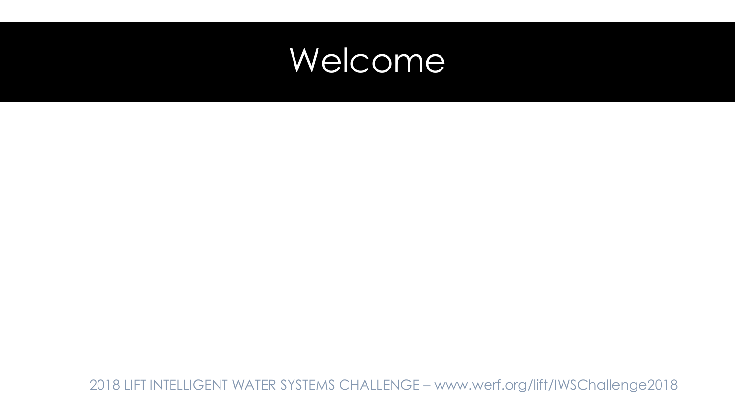# Welcome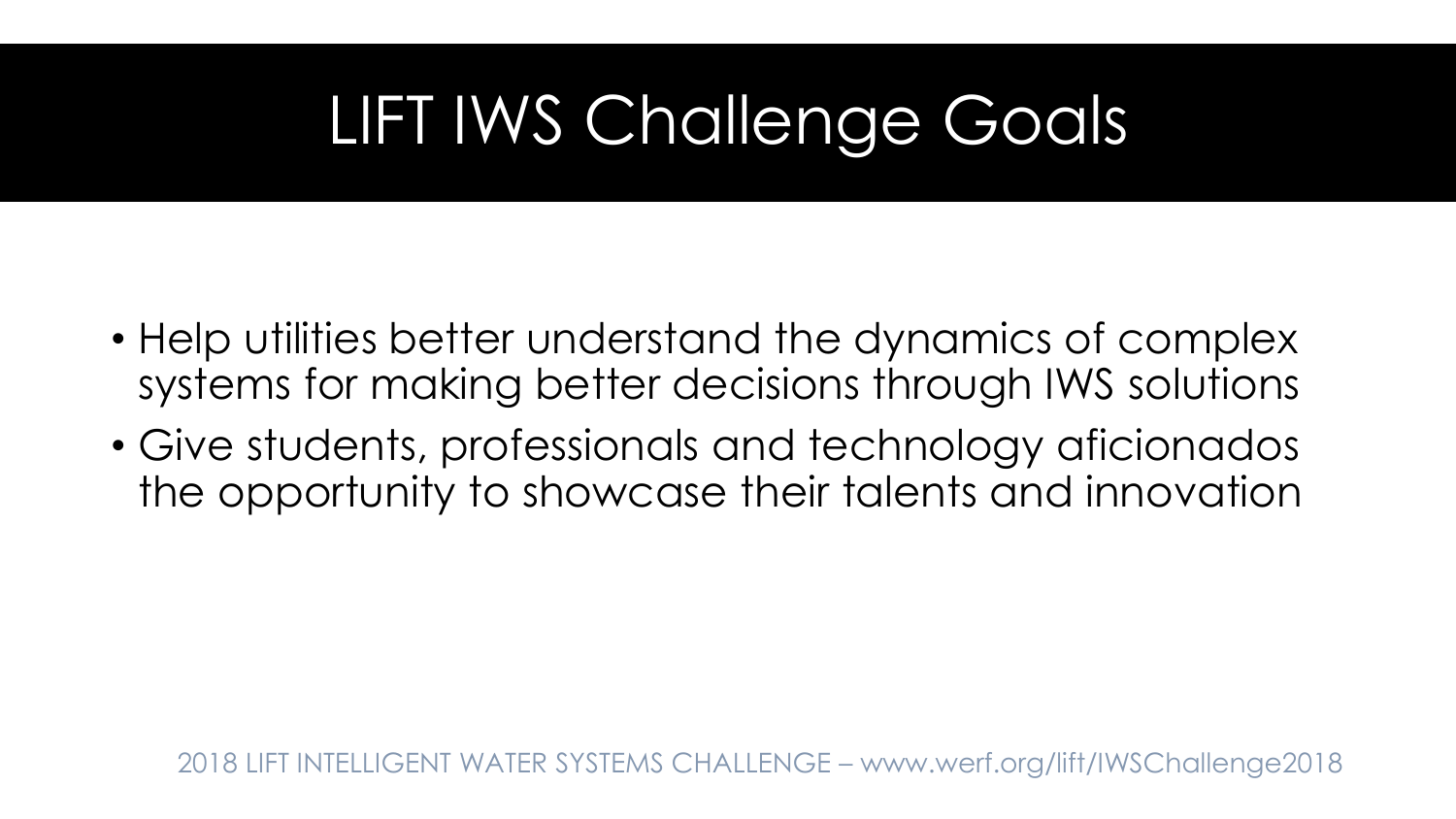# LIFT IWS Challenge Goals

- Help utilities better understand the dynamics of complex systems for making better decisions through IWS solutions
- Give students, professionals and technology aficionados the opportunity to showcase their talents and innovation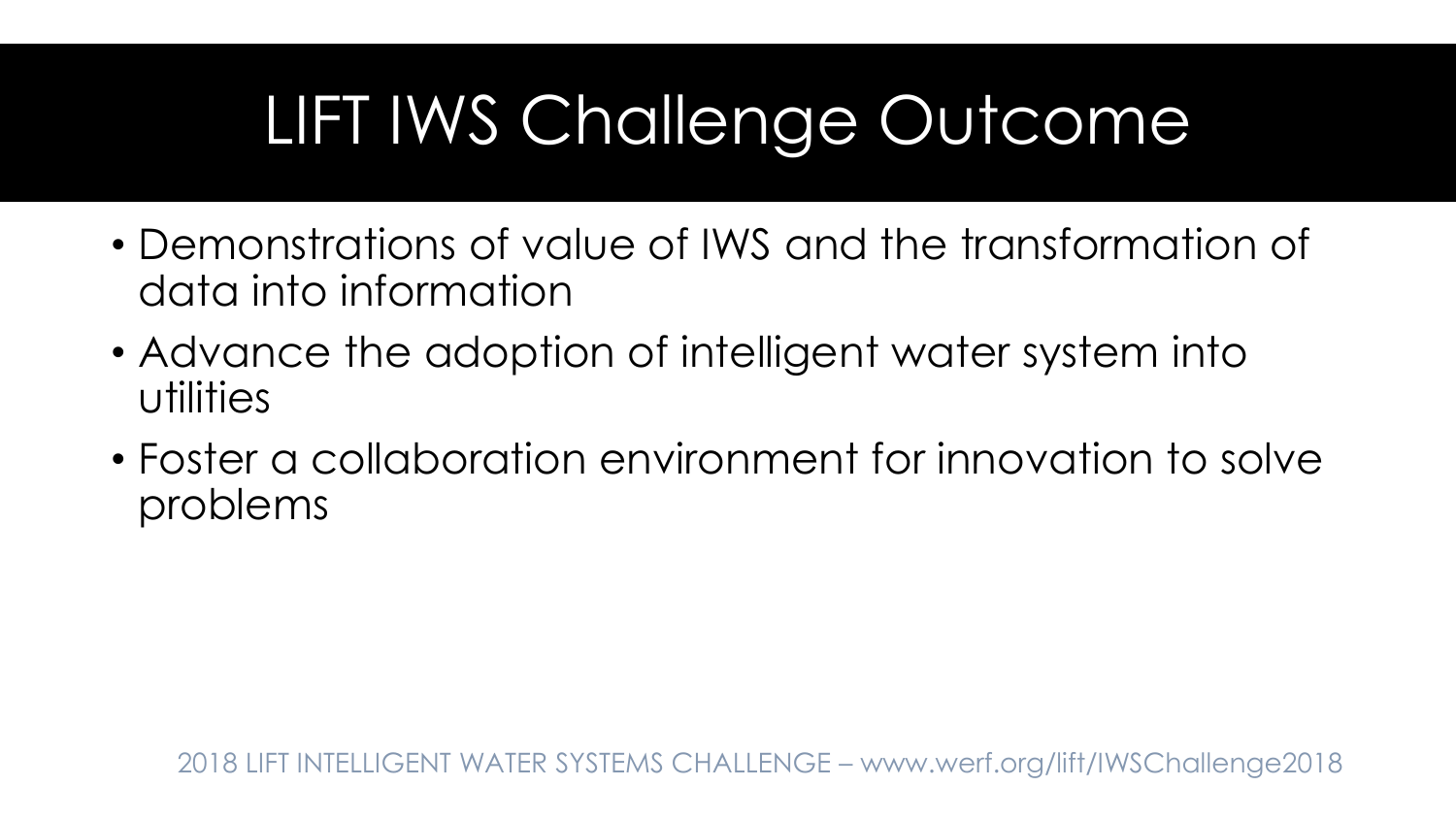# LIFT IWS Challenge Outcome

- Demonstrations of value of IWS and the transformation of data into information
- Advance the adoption of intelligent water system into utilities
- Foster a collaboration environment for innovation to solve problems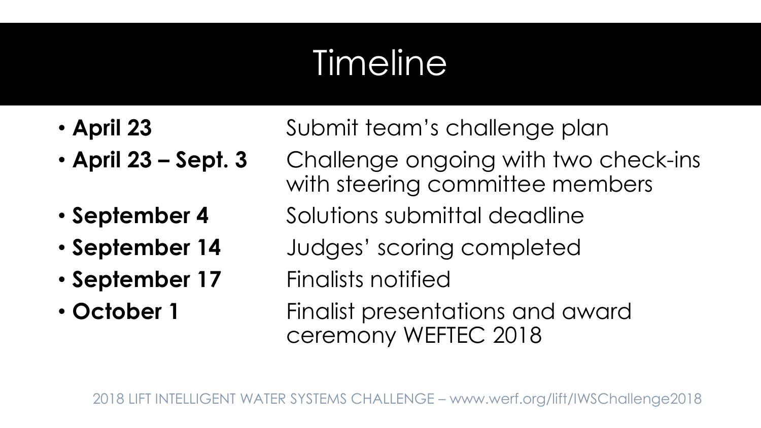# Timeline

- **April 23** Submit team's challenge plan
- **April 23 – Sept. 3** Challenge ongoing with two check-ins with steering committee members
- **September 4** Solutions submittal deadline
- **September 14** Judges' scoring completed
- **September 17** Finalists notified
- **October 1** Finalist presentations and award ceremony WEFTEC 2018

2018 LIFT INTELLIGENT WATER SYSTEMS CHALLENGE – www.werf.org/lift/IWSChallenge2018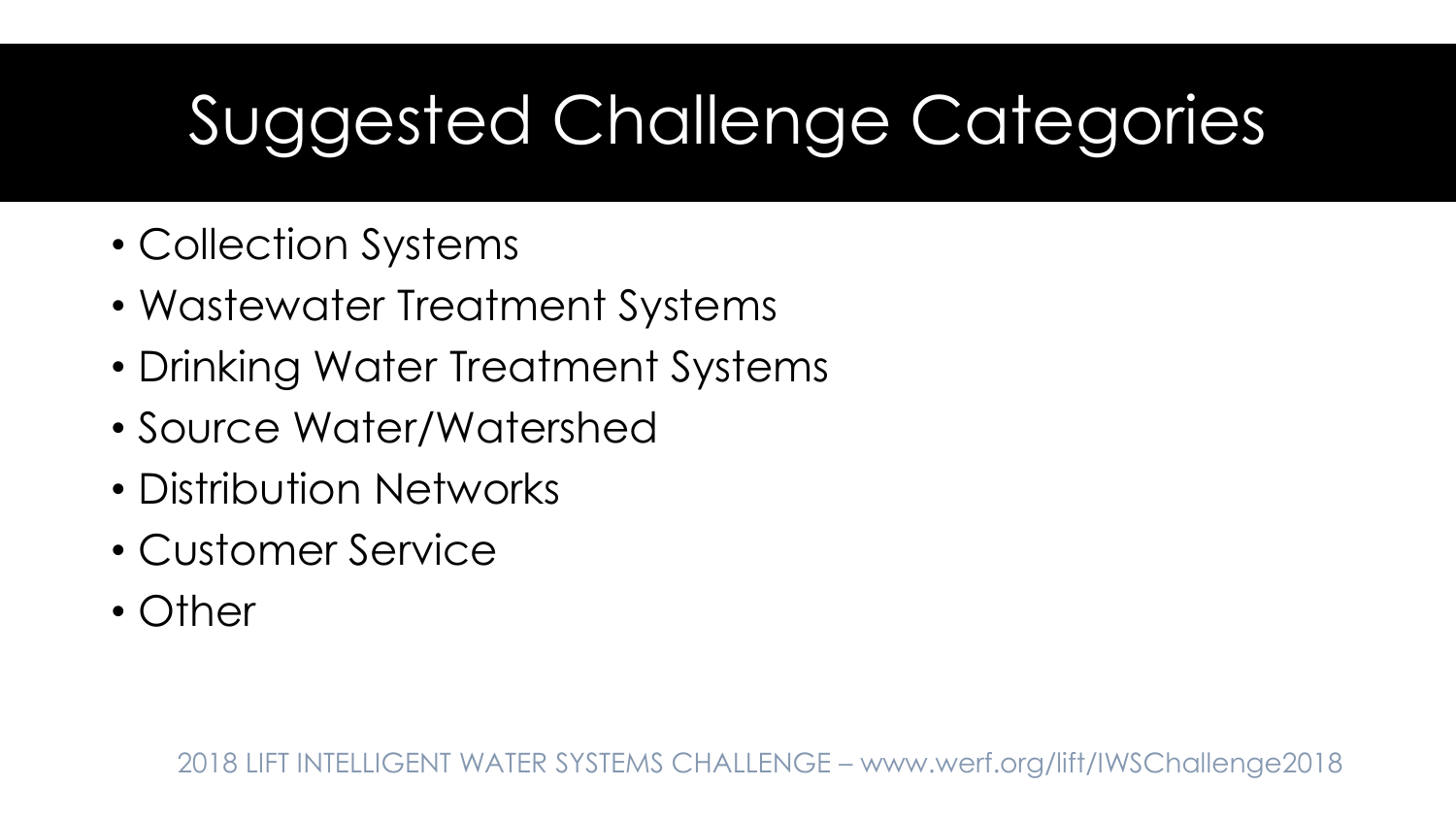# Suggested Challenge Categories

- Collection Systems
- Wastewater Treatment Systems
- Drinking Water Treatment Systems
- Source Water/Watershed
- Distribution Networks
- Customer Service
- Other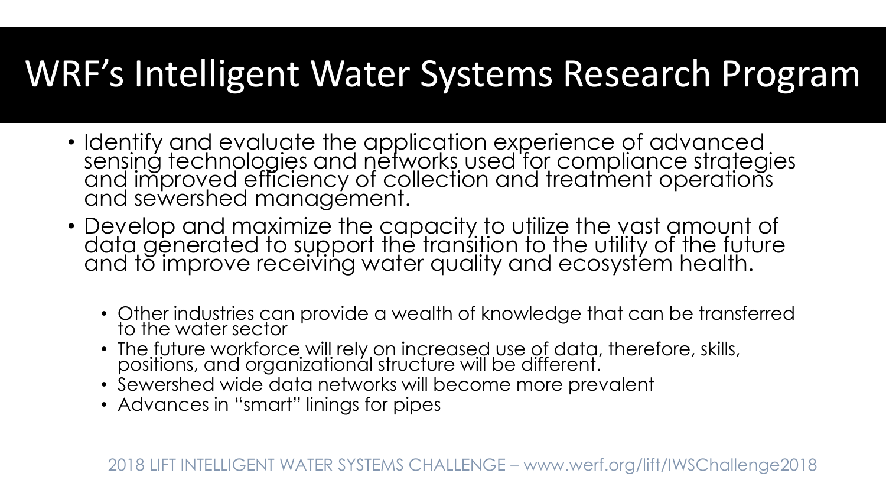# WRF's Intelligent Water Systems Research Program

- Identify and evaluate the application experience of advanced sensing technologies and networks used for compliance strategies and improved efficiency of collection and treatment operations and sewershed management.
- Develop and maximize the capacity to utilize the vast amount of data generated to support the transition to the utility of the future and to improve receiving water quality and ecosystem health.
  - Other industries can provide a wealth of knowledge that can be transferred to the water sector
  - The future workforce will rely on increased use of data, therefore, skills, positions, and organizational structure will be different.
  - Sewershed wide data networks will become more prevalent
  - Advances in "smart" linings for pipes

2018 LIFT INTELLIGENT WATER SYSTEMS CHALLENGE – www.werf.org/lift/IWSChallenge2018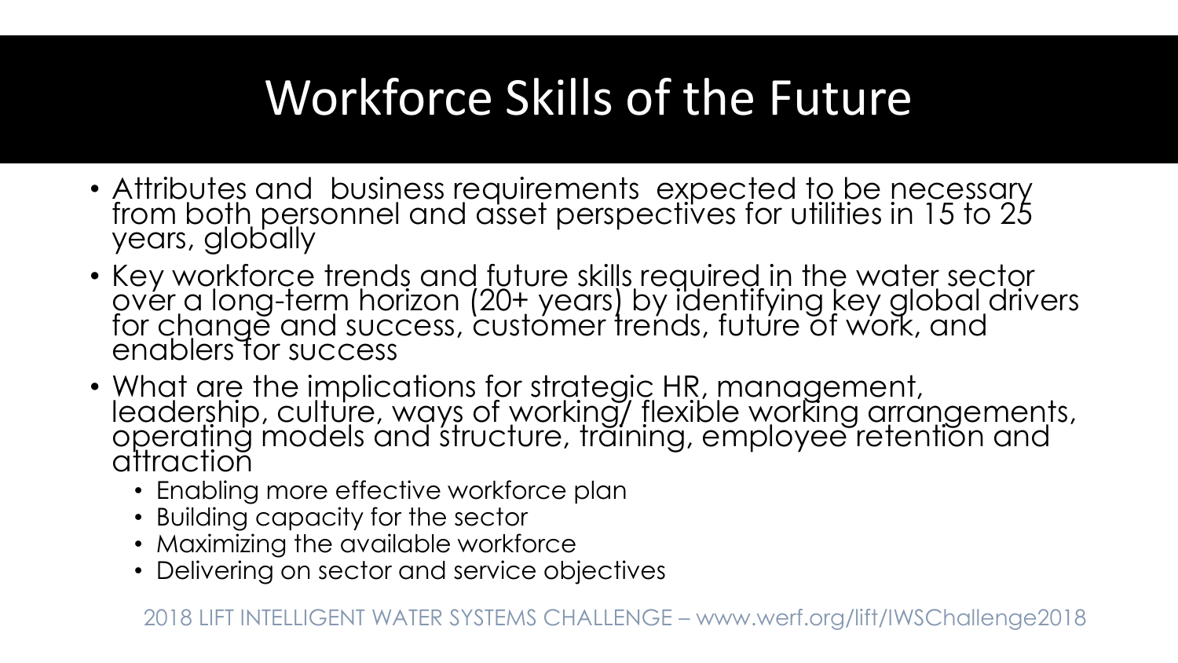# Workforce Skills of the Future

- Attributes and business requirements expected to be necessary from both personnel and asset perspectives for utilities in 15 to 25 years, globally
- Key workforce trends and future skills required in the water sector over a long-term horizon (20+ years) by identifying key global drivers for change and success, customer trends, future of work, and enablers for success
- What are the implications for strategic HR, management, leadership, culture, ways of working/ flexible working arrangements, operating models and structure, training, employee retention and attraction
  - Enabling more effective workforce plan
  - Building capacity for the sector
  - Maximizing the available workforce
  - Delivering on sector and service objectives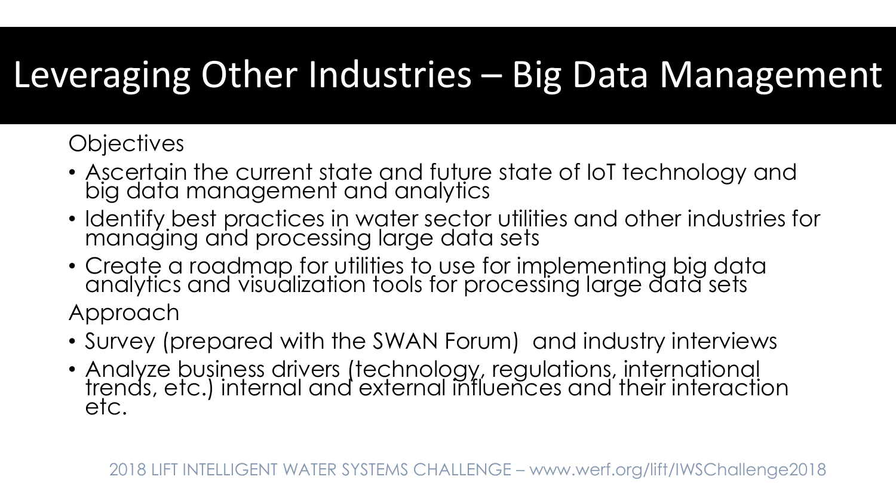# Leveraging Other Industries – Big Data Management

Objectives

- Ascertain the current state and future state of IoT technology and big data management and analytics
- Identify best practices in water sector utilities and other industries for managing and processing large data sets
- Create a roadmap for utilities to use for implementing big data analytics and visualization tools for processing large data sets

Approach

- Survey (prepared with the SWAN Forum) and industry interviews
- Analyze business drivers (technology, regulations, international trends, etc.) internal and external influences and their interaction etc.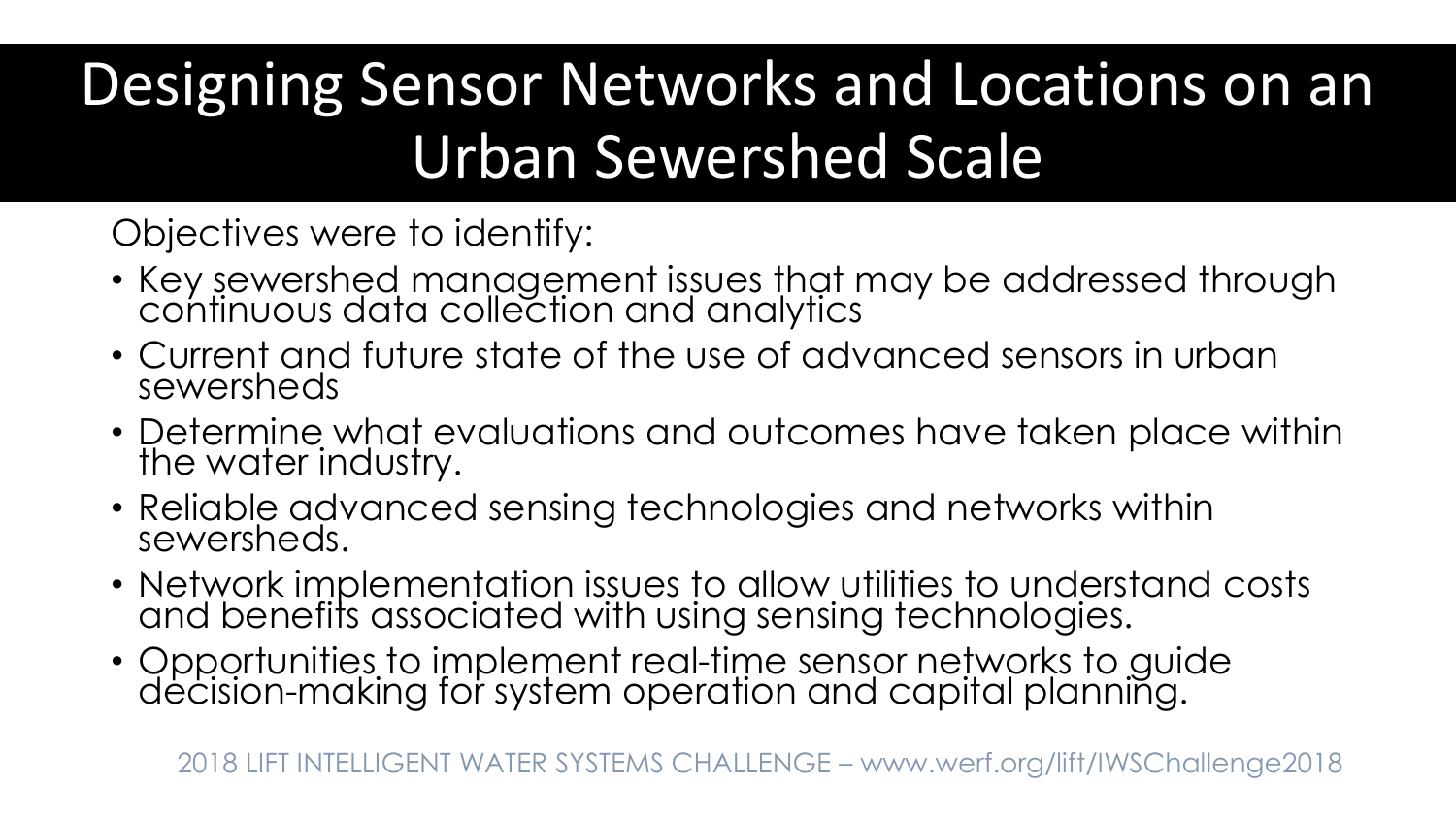# Designing Sensor Networks and Locations on an Urban Sewershed Scale

Objectives were to identify:

- Key sewershed management issues that may be addressed through continuous data collection and analytics
- Current and future state of the use of advanced sensors in urban sewersheds
- Determine what evaluations and outcomes have taken place within the water industry.
- Reliable advanced sensing technologies and networks within sewersheds.
- Network implementation issues to allow utilities to understand costs and benefits associated with using sensing technologies.
- Opportunities to implement real-time sensor networks to guide decision-making for system operation and capital planning.

2018 LIFT INTELLIGENT WATER SYSTEMS CHALLENGE – www.werf.org/lift/IWSChallenge2018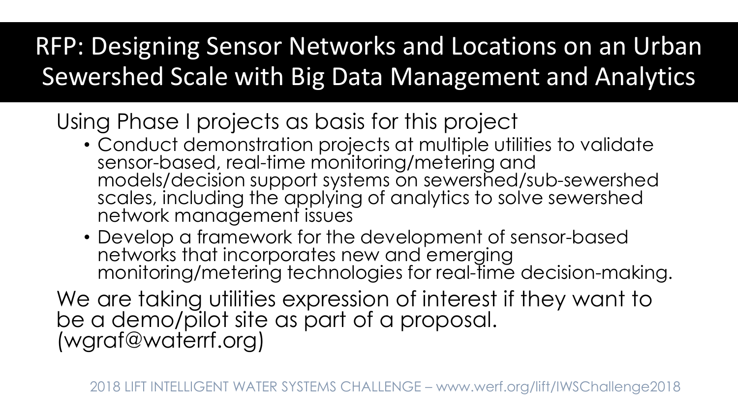# RFP: Designing Sensor Networks and Locations on an Urban Sewershed Scale with Big Data Management and Analytics

Using Phase I projects as basis for this project

- Conduct demonstration projects at multiple utilities to validate sensor-based, real-time monitoring/metering and models/decision support systems on sewershed/sub-sewershed scales, including the applying of analytics to solve sewershed network management issues
- Develop a framework for the development of sensor-based networks that incorporates new and emerging monitoring/metering technologies for real-time decision-making.

We are taking utilities expression of interest if they want to be a demo/pilot site as part of a proposal. (wgraf@waterrf.org)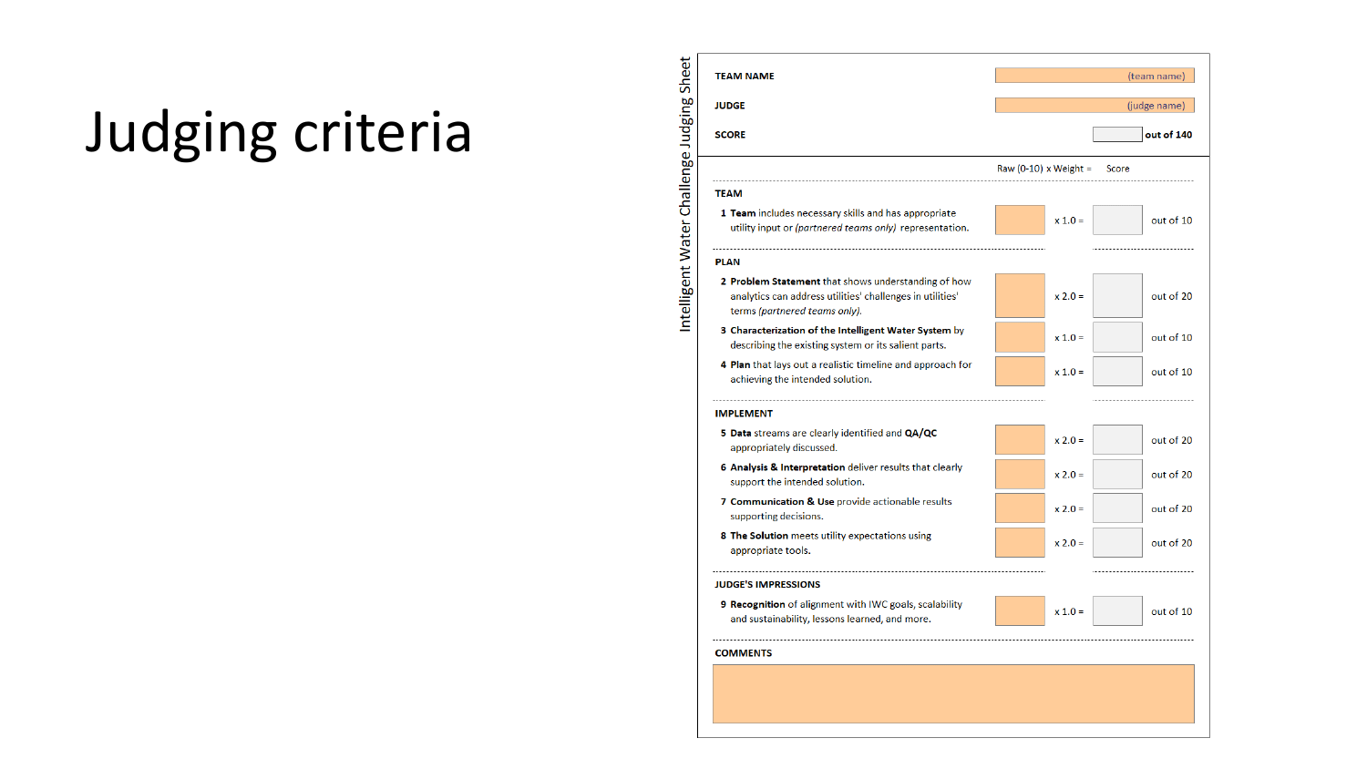# Judging criteria

**Intelligent Water Challenge Judging Sheet**

**TEAM NAME** (team name)

**JUDGE** (judge name)

**SCORE** ___ **out of 140**

| | Raw (0-10) x Weight = | Score | |
|---|---|---|---|
| **TEAM** | | | |
| 1 **Team** includes necessary skills and has appropriate utility input or *(partnered teams only)* representation. | x 1.0 = | | out of 10 |
| **PLAN** | | | |
| 2 **Problem Statement** that shows understanding of how analytics can address utilities' challenges in utilities' terms *(partnered teams only)*. | x 2.0 = | | out of 20 |
| 3 **Characterization of the Intelligent Water System** by describing the existing system or its salient parts. | x 1.0 = | | out of 10 |
| 4 **Plan** that lays out a realistic timeline and approach for achieving the intended solution. | x 1.0 = | | out of 10 |
| **IMPLEMENT** | | | |
| 5 **Data** streams are clearly identified and **QA/QC** appropriately discussed. | x 2.0 = | | out of 20 |
| 6 **Analysis & Interpretation** deliver results that clearly support the intended solution. | x 2.0 = | | out of 20 |
| 7 **Communication & Use** provide actionable results supporting decisions. | x 2.0 = | | out of 20 |
| 8 **The Solution** meets utility expectations using appropriate tools. | x 2.0 = | | out of 20 |
| **JUDGE'S IMPRESSIONS** | | | |
| 9 **Recognition** of alignment with IWC goals, scalability and sustainability, lessons learned, and more. | x 1.0 = | | out of 10 |

**COMMENTS**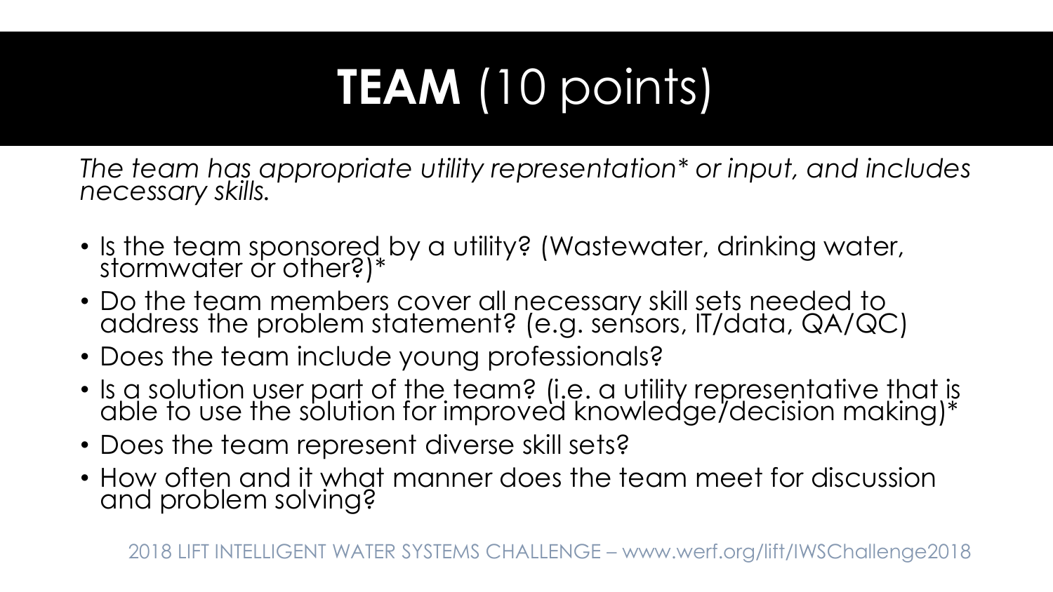# **TEAM** (10 points)

*The team has appropriate utility representation* or input, and includes necessary skills.*

- Is the team sponsored by a utility? (Wastewater, drinking water, stormwater or other?)*
- Do the team members cover all necessary skill sets needed to address the problem statement? (e.g. sensors, IT/data, QA/QC)
- Does the team include young professionals?
- Is a solution user part of the team? (i.e. a utility representative that is able to use the solution for improved knowledge/decision making)*
- Does the team represent diverse skill sets?
- How often and it what manner does the team meet for discussion and problem solving?

2018 LIFT INTELLIGENT WATER SYSTEMS CHALLENGE – www.werf.org/lift/IWSChallenge2018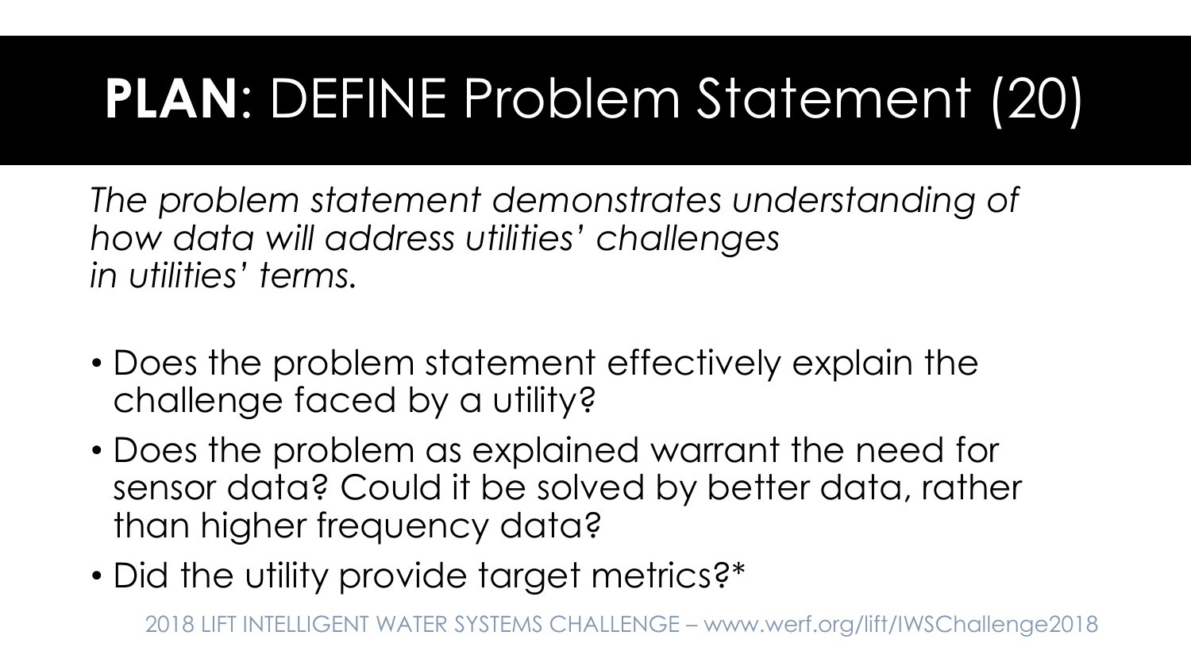# **PLAN**: DEFINE Problem Statement (20)

*The problem statement demonstrates understanding of how data will address utilities' challenges in utilities' terms.*

- Does the problem statement effectively explain the challenge faced by a utility?
- Does the problem as explained warrant the need for sensor data? Could it be solved by better data, rather than higher frequency data?
- Did the utility provide target metrics?*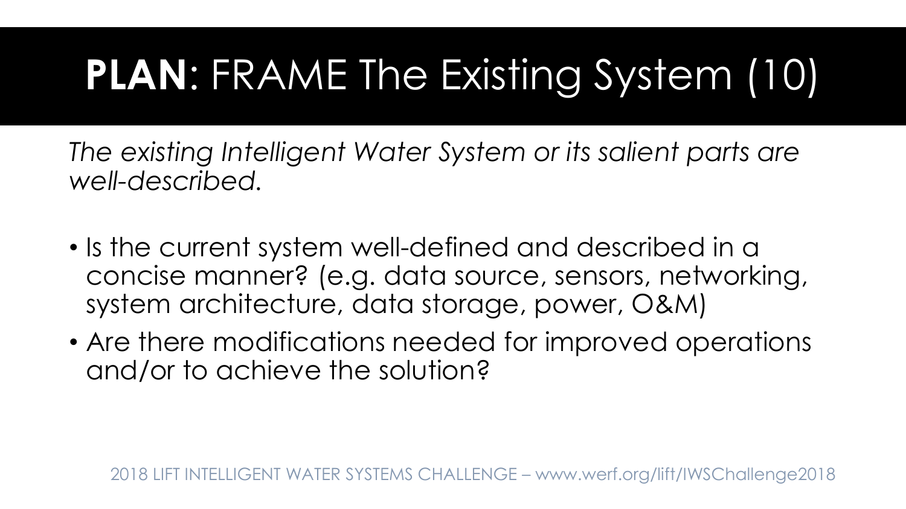# **PLAN**: FRAME The Existing System (10)

*The existing Intelligent Water System or its salient parts are well-described.*

- Is the current system well-defined and described in a concise manner? (e.g. data source, sensors, networking, system architecture, data storage, power, O&M)
- Are there modifications needed for improved operations and/or to achieve the solution?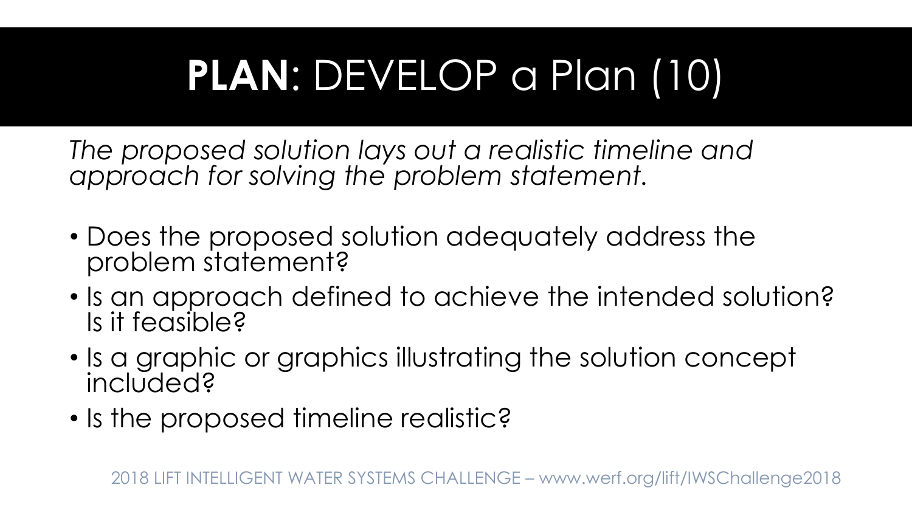# **PLAN**: DEVELOP a Plan (10)

*The proposed solution lays out a realistic timeline and approach for solving the problem statement.*

- Does the proposed solution adequately address the problem statement?
- Is an approach defined to achieve the intended solution? Is it feasible?
- Is a graphic or graphics illustrating the solution concept included?
- Is the proposed timeline realistic?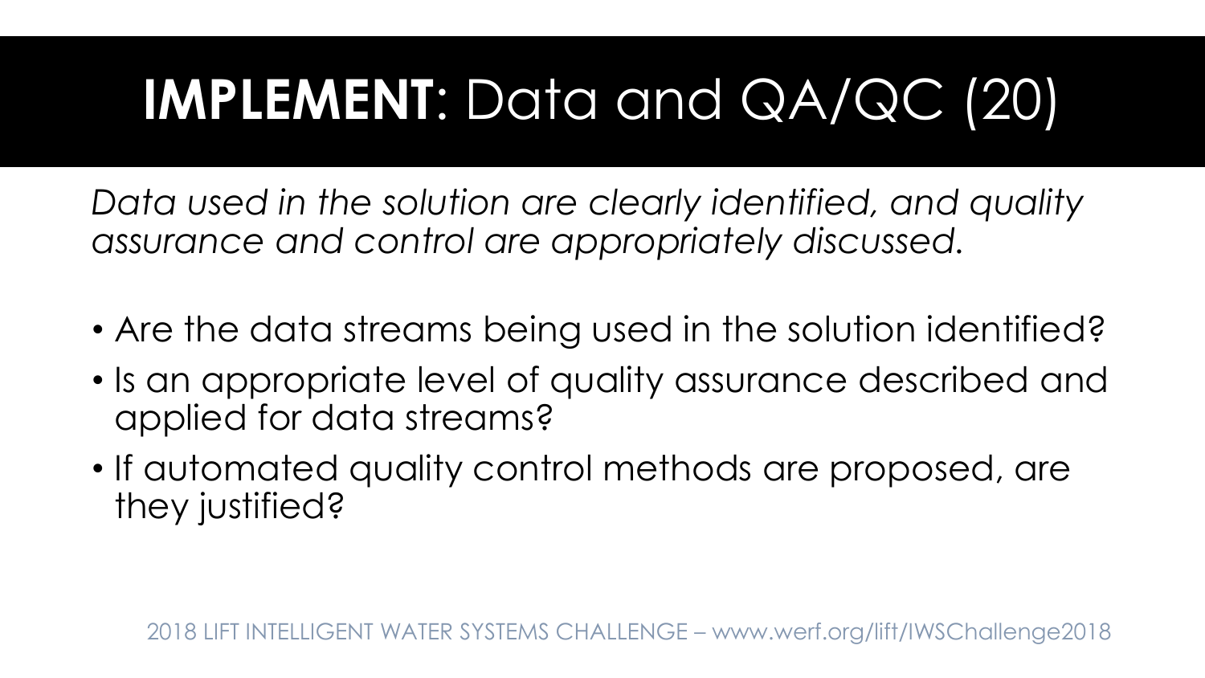# **IMPLEMENT**: Data and QA/QC (20)

*Data used in the solution are clearly identified, and quality assurance and control are appropriately discussed.*

- Are the data streams being used in the solution identified?
- Is an appropriate level of quality assurance described and applied for data streams?
- If automated quality control methods are proposed, are they justified?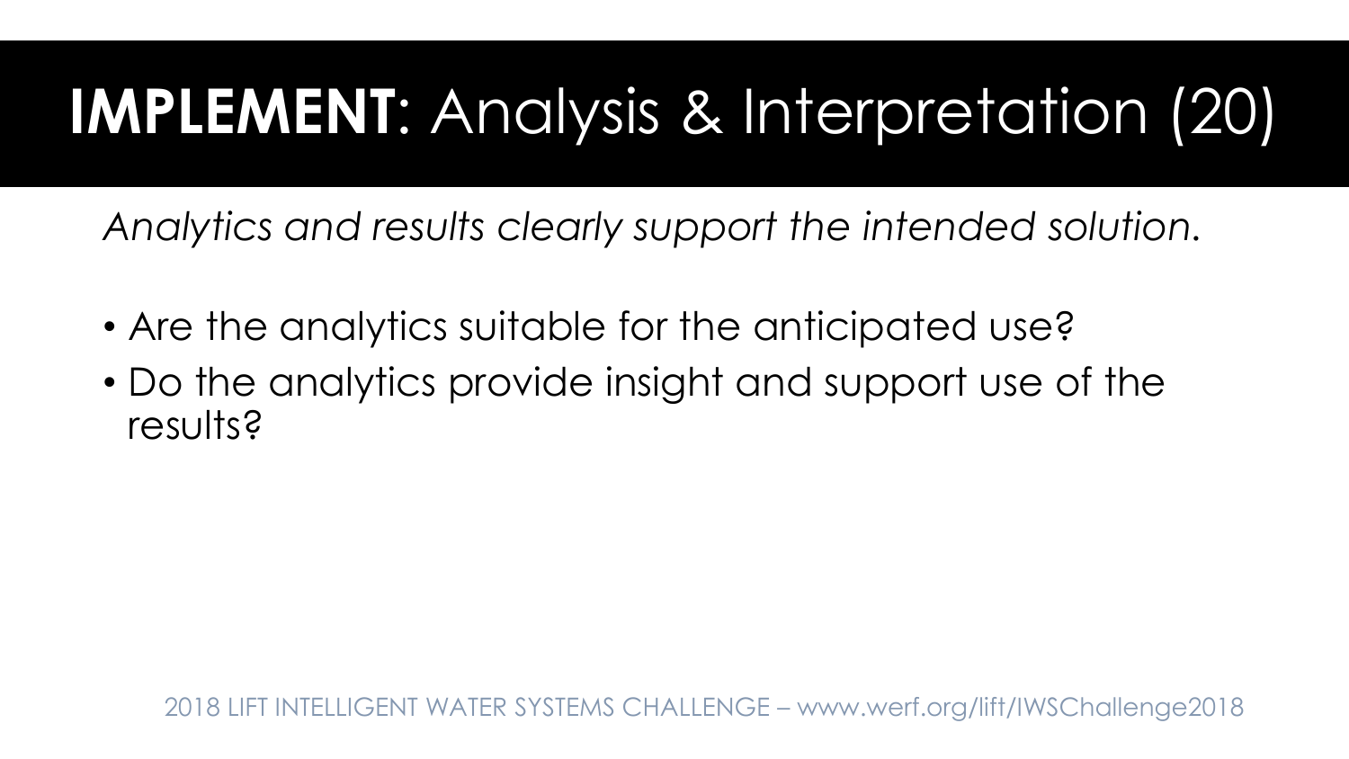# **IMPLEMENT**: Analysis & Interpretation (20)

*Analytics and results clearly support the intended solution.*

- Are the analytics suitable for the anticipated use?
- Do the analytics provide insight and support use of the results?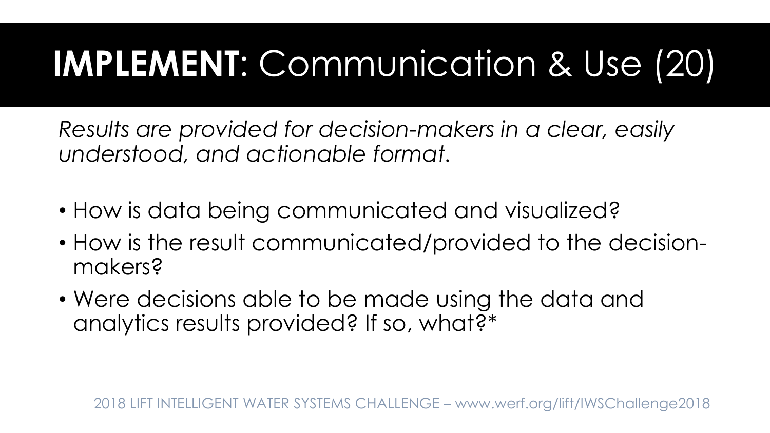# **IMPLEMENT**: Communication & Use (20)

*Results are provided for decision-makers in a clear, easily understood, and actionable format.*

- How is data being communicated and visualized?
- How is the result communicated/provided to the decision-makers?
- Were decisions able to be made using the data and analytics results provided? If so, what?*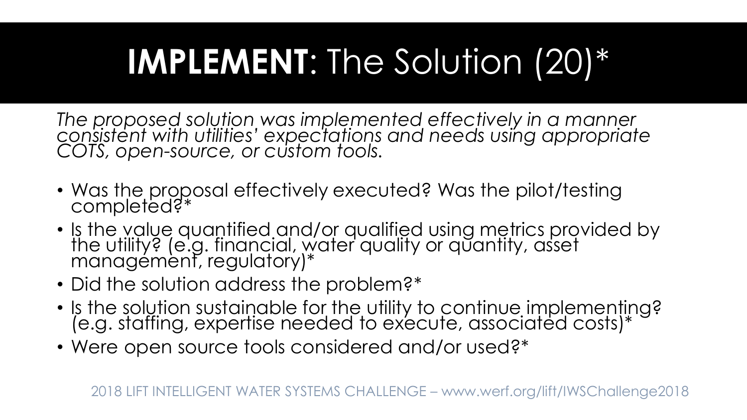# **IMPLEMENT**: The Solution (20)*

*The proposed solution was implemented effectively in a manner consistent with utilities' expectations and needs using appropriate COTS, open-source, or custom tools.*

- Was the proposal effectively executed? Was the pilot/testing completed?*
- Is the value quantified and/or qualified using metrics provided by the utility? (e.g. financial, water quality or quantity, asset management, regulatory)*
- Did the solution address the problem?*
- Is the solution sustainable for the utility to continue implementing? (e.g. staffing, expertise needed to execute, associated costs)*
- Were open source tools considered and/or used?*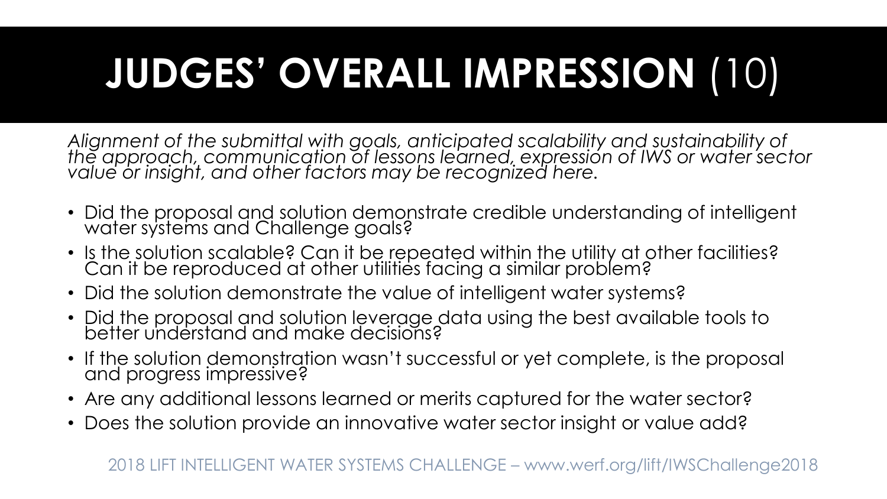# **JUDGES' OVERALL IMPRESSION** (10)

*Alignment of the submittal with goals, anticipated scalability and sustainability of the approach, communication of lessons learned, expression of IWS or water sector value or insight, and other factors may be recognized here.*

- Did the proposal and solution demonstrate credible understanding of intelligent water systems and Challenge goals?
- Is the solution scalable? Can it be repeated within the utility at other facilities? Can it be reproduced at other utilities facing a similar problem?
- Did the solution demonstrate the value of intelligent water systems?
- Did the proposal and solution leverage data using the best available tools to better understand and make decisions?
- If the solution demonstration wasn't successful or yet complete, is the proposal and progress impressive?
- Are any additional lessons learned or merits captured for the water sector?
- Does the solution provide an innovative water sector insight or value add?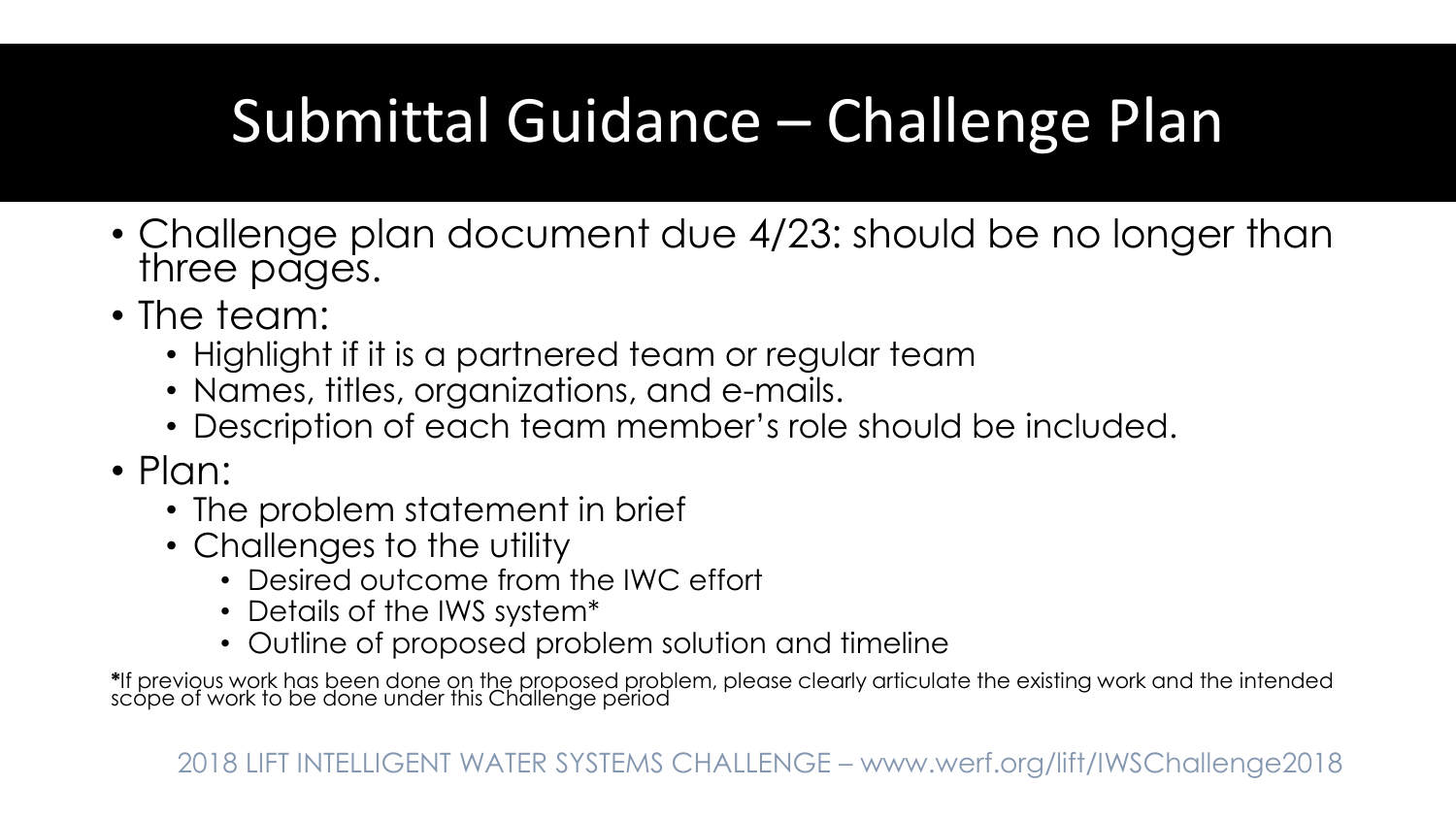# Submittal Guidance – Challenge Plan

- Challenge plan document due 4/23: should be no longer than three pages.
- The team:
  - Highlight if it is a partnered team or regular team
  - Names, titles, organizations, and e-mails.
  - Description of each team member's role should be included.
- Plan:
  - The problem statement in brief
  - Challenges to the utility
    - Desired outcome from the IWC effort
    - Details of the IWS system*
    - Outline of proposed problem solution and timeline

*If previous work has been done on the proposed problem, please clearly articulate the existing work and the intended scope of work to be done under this Challenge period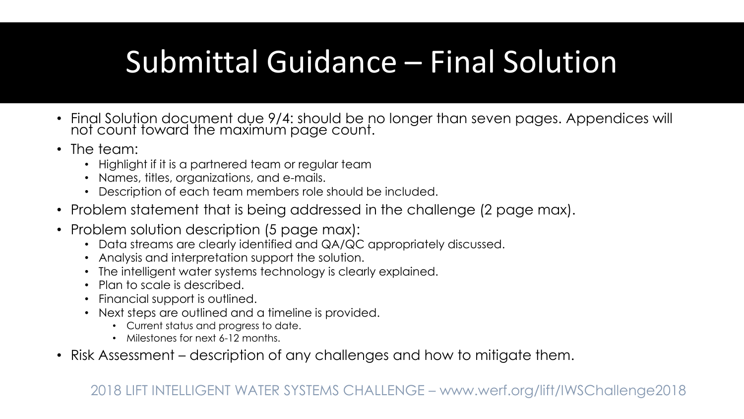# Submittal Guidance – Final Solution

- Final Solution document due 9/4: should be no longer than seven pages. Appendices will not count toward the maximum page count.
- The team:
  - Highlight if it is a partnered team or regular team
  - Names, titles, organizations, and e-mails.
  - Description of each team members role should be included.
- Problem statement that is being addressed in the challenge (2 page max).
- Problem solution description (5 page max):
  - Data streams are clearly identified and QA/QC appropriately discussed.
  - Analysis and interpretation support the solution.
  - The intelligent water systems technology is clearly explained.
  - Plan to scale is described.
  - Financial support is outlined.
  - Next steps are outlined and a timeline is provided.
    - Current status and progress to date.
    - Milestones for next 6-12 months.
- Risk Assessment – description of any challenges and how to mitigate them.

2018 LIFT INTELLIGENT WATER SYSTEMS CHALLENGE – www.werf.org/lift/IWSChallenge2018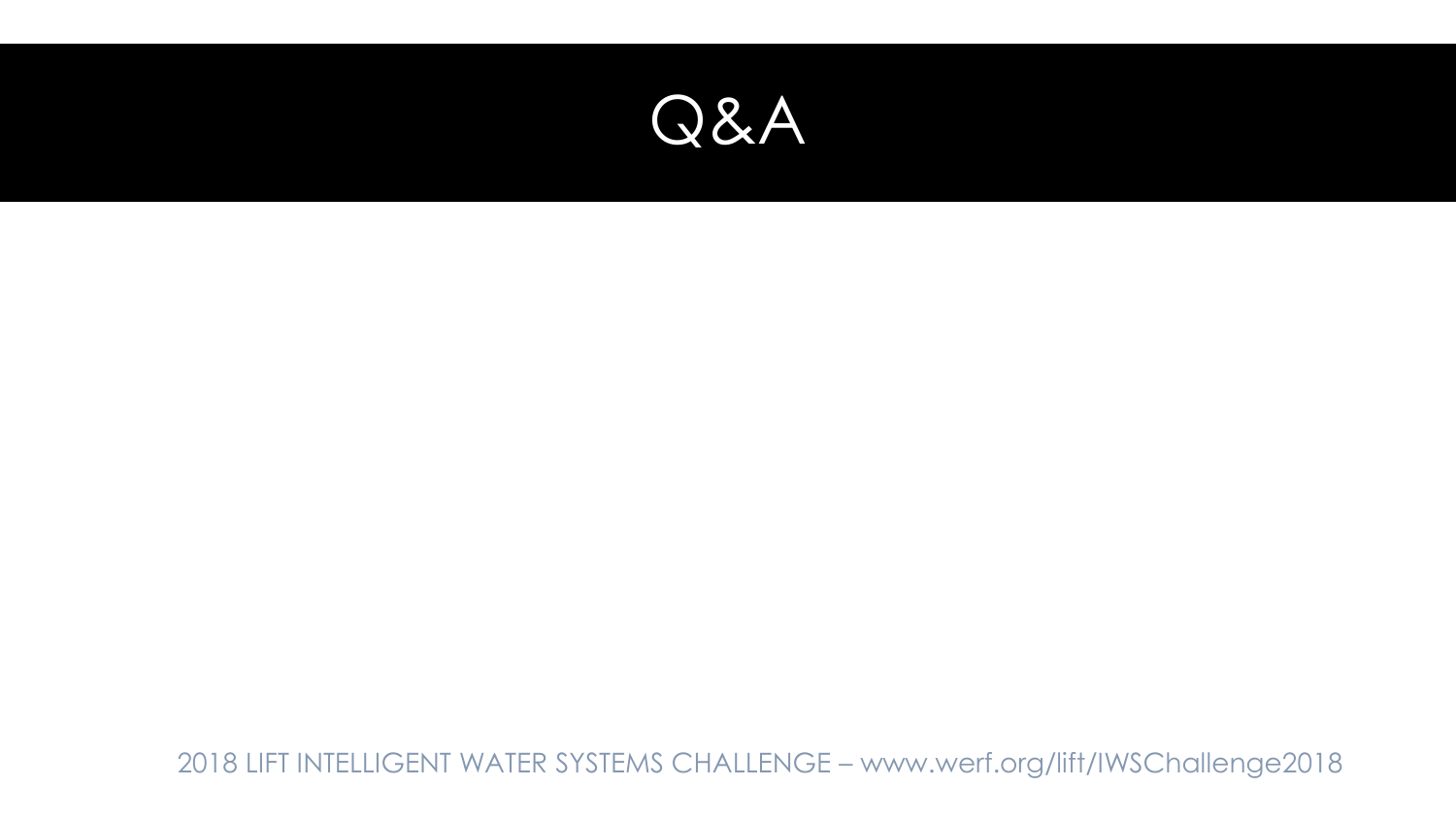# Q&A